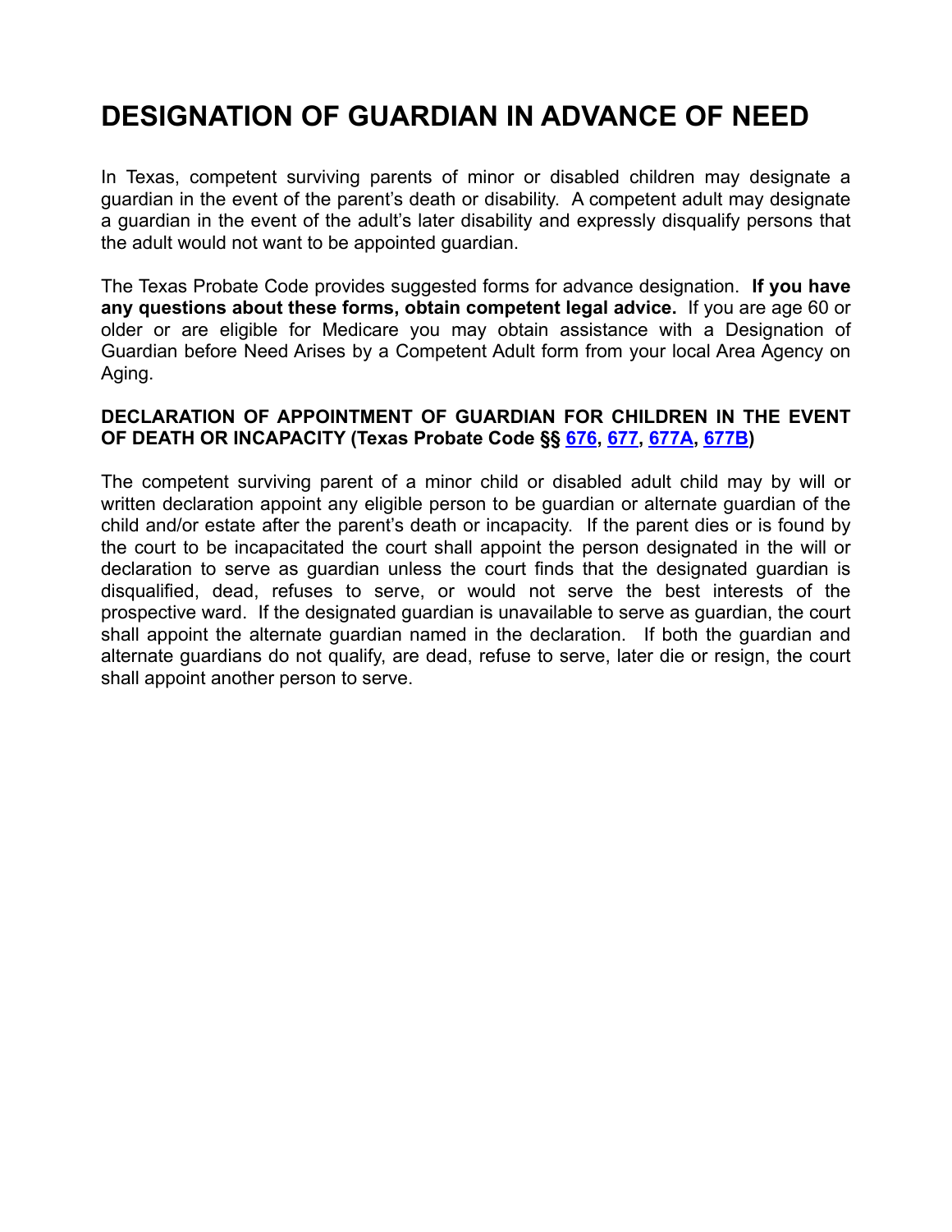# DESIGNATION OF GUARDIAN IN ADVANCE OF NEED

In Texas, competent surviving parents of minor or disabled children may designate a guardian in the event of the parent's death or disability. A competent adult may designate a guardian in the event of the adult's later disability and expressly disqualify persons that the adult would not want to be appointed guardian.

The Texas Probate Code provides suggested forms for advance designation. **If you have any questions about these forms, obtain competent legal advice.** If you are age 60 or older or are eligible for Medicare you may obtain assistance with a Designation of Guardian before Need Arises by a Competent Adult form from your local Area Agency on Aging.

**DECLARATION OF APPOINTMENT OF GUARDIAN FOR CHILDREN IN THE EVENT OF DEATH OR INCAPACITY (Texas Probate Code §§ 676, 677, 677A, 677B)**

The competent surviving parent of a minor child or disabled adult child may by will or written declaration appoint any eligible person to be guardian or alternate guardian of the child and/or estate after the parent's death or incapacity. If the parent dies or is found by the court to be incapacitated the court shall appoint the person designated in the will or declaration to serve as guardian unless the court finds that the designated guardian is disqualified, dead, refuses to serve, or would not serve the best interests of the prospective ward. If the designated guardian is unavailable to serve as guardian, the court shall appoint the alternate guardian named in the declaration. If both the guardian and alternate guardians do not qualify, are dead, refuse to serve, later die or resign, the court shall appoint another person to serve.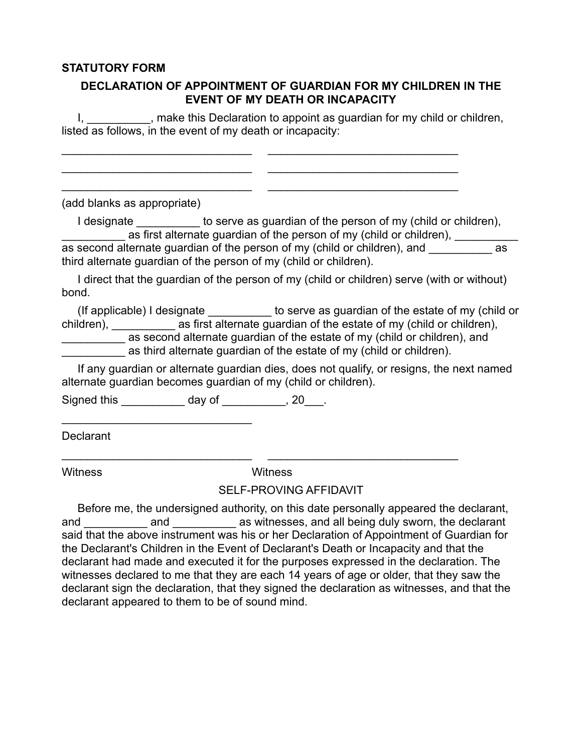**STATUTORY FORM**

### DECLARATION OF APPOINTMENT OF GUARDIAN FOR MY CHILDREN IN THE EVENT OF MY DEATH OR INCAPACITY

I, __________, make this Declaration to appoint as guardian for my child or children, listed as follows, in the event of my death or incapacity:

______________________________ ______________________________

______________________________ ______________________________

______________________________ ______________________________

(add blanks as appropriate)

I designate __________ to serve as guardian of the person of my (child or children), __________ as first alternate guardian of the person of my (child or children), __________ as second alternate guardian of the person of my (child or children), and __________ as third alternate guardian of the person of my (child or children).

I direct that the guardian of the person of my (child or children) serve (with or without) bond.

(If applicable) I designate __________ to serve as guardian of the estate of my (child or children), __________ as first alternate guardian of the estate of my (child or children), __________ as second alternate guardian of the estate of my (child or children), and __________ as third alternate guardian of the estate of my (child or children).

If any guardian or alternate guardian dies, does not qualify, or resigns, the next named alternate guardian becomes guardian of my (child or children).

Signed this __________ day of __________, 20___.

______________________________

Declarant

______________________________ ______________________________

Witness Witness

SELF-PROVING AFFIDAVIT

Before me, the undersigned authority, on this date personally appeared the declarant, and __________ and __________ as witnesses, and all being duly sworn, the declarant said that the above instrument was his or her Declaration of Appointment of Guardian for the Declarant's Children in the Event of Declarant's Death or Incapacity and that the declarant had made and executed it for the purposes expressed in the declaration. The witnesses declared to me that they are each 14 years of age or older, that they saw the declarant sign the declaration, that they signed the declaration as witnesses, and that the declarant appeared to them to be of sound mind.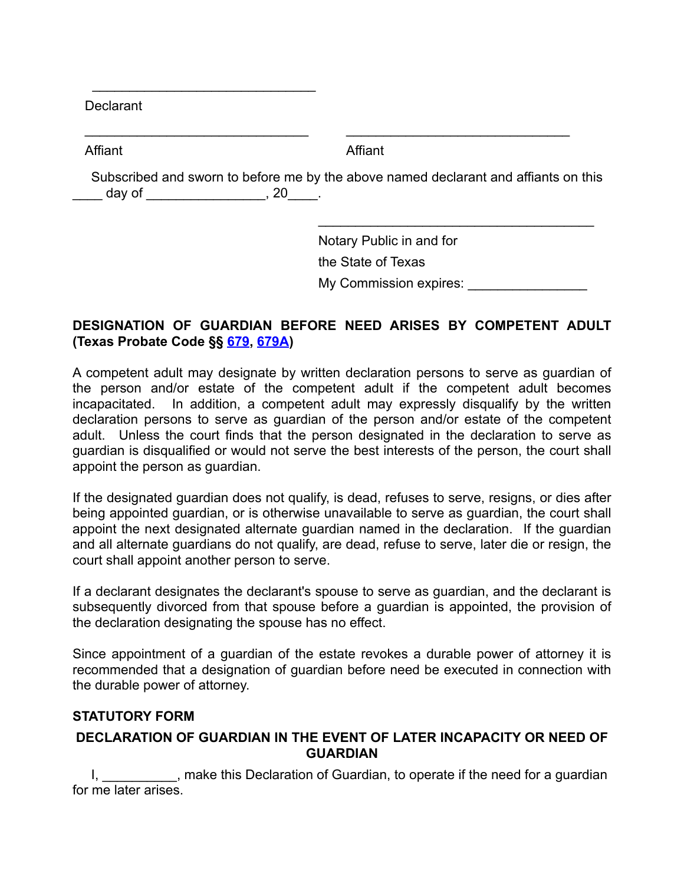\_\_\_\_\_\_\_\_\_\_\_\_\_\_\_\_\_\_\_\_\_\_\_\_\_\_\_\_\_\_

Declarant

\_\_\_\_\_\_\_\_\_\_\_\_\_\_\_\_\_\_\_\_\_\_\_\_\_\_\_\_\_\_ \_\_\_\_\_\_\_\_\_\_\_\_\_\_\_\_\_\_\_\_\_\_\_\_\_\_\_\_\_\_

Affiant Affiant

Subscribed and sworn to before me by the above named declarant and affiants on this \_\_\_\_ day of \_\_\_\_\_\_\_\_\_\_\_\_\_\_\_\_, 20\_\_\_\_.

\_\_\_\_\_\_\_\_\_\_\_\_\_\_\_\_\_\_\_\_\_\_\_\_\_\_\_\_\_\_\_\_\_\_\_\_\_

Notary Public in and for

the State of Texas

My Commission expires: \_\_\_\_\_\_\_\_\_\_\_\_\_\_\_\_

**DESIGNATION OF GUARDIAN BEFORE NEED ARISES BY COMPETENT ADULT (Texas Probate Code §§ 679, 679A)**

A competent adult may designate by written declaration persons to serve as guardian of the person and/or estate of the competent adult if the competent adult becomes incapacitated. In addition, a competent adult may expressly disqualify by the written declaration persons to serve as guardian of the person and/or estate of the competent adult. Unless the court finds that the person designated in the declaration to serve as guardian is disqualified or would not serve the best interests of the person, the court shall appoint the person as guardian.

If the designated guardian does not qualify, is dead, refuses to serve, resigns, or dies after being appointed guardian, or is otherwise unavailable to serve as guardian, the court shall appoint the next designated alternate guardian named in the declaration. If the guardian and all alternate guardians do not qualify, are dead, refuse to serve, later die or resign, the court shall appoint another person to serve.

If a declarant designates the declarant's spouse to serve as guardian, and the declarant is subsequently divorced from that spouse before a guardian is appointed, the provision of the declaration designating the spouse has no effect.

Since appointment of a guardian of the estate revokes a durable power of attorney it is recommended that a designation of guardian before need be executed in connection with the durable power of attorney.

**STATUTORY FORM**

**DECLARATION OF GUARDIAN IN THE EVENT OF LATER INCAPACITY OR NEED OF GUARDIAN**

I, \_\_\_\_\_\_\_\_\_\_, make this Declaration of Guardian, to operate if the need for a guardian for me later arises.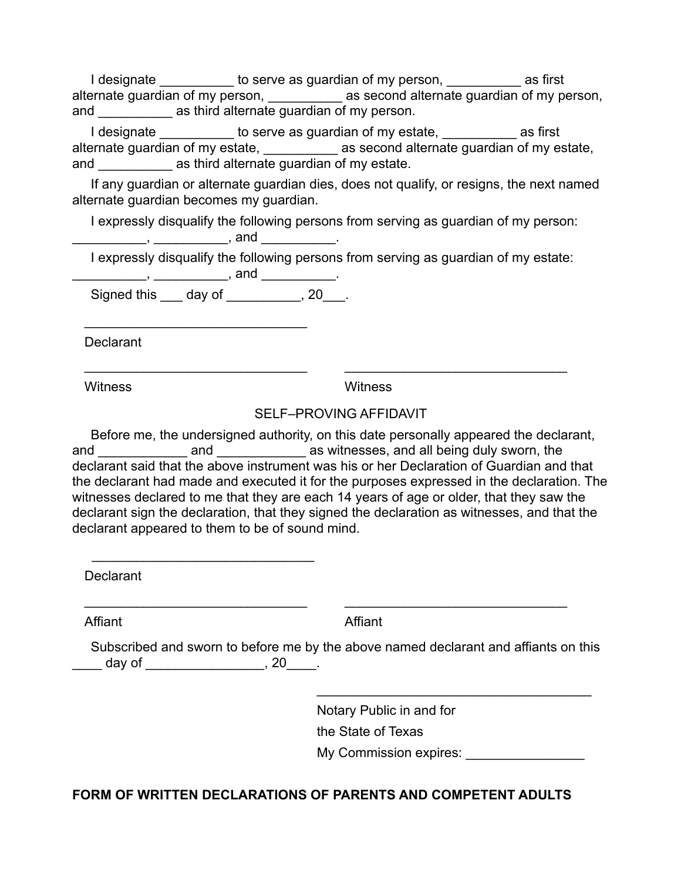I designate __________ to serve as guardian of my person, __________ as first alternate guardian of my person, __________ as second alternate guardian of my person, and __________ as third alternate guardian of my person.

I designate __________ to serve as guardian of my estate, __________ as first alternate guardian of my estate, __________ as second alternate guardian of my estate, and __________ as third alternate guardian of my estate.

If any guardian or alternate guardian dies, does not qualify, or resigns, the next named alternate guardian becomes my guardian.

I expressly disqualify the following persons from serving as guardian of my person: __________, __________, and __________.

I expressly disqualify the following persons from serving as guardian of my estate: __________, __________, and __________.

Signed this ___ day of __________, 20___.

______________________________

Declarant

______________________________ ______________________________

Witness Witness

SELF–PROVING AFFIDAVIT

Before me, the undersigned authority, on this date personally appeared the declarant, and ____________ and ____________ as witnesses, and all being duly sworn, the declarant said that the above instrument was his or her Declaration of Guardian and that the declarant had made and executed it for the purposes expressed in the declaration. The witnesses declared to me that they are each 14 years of age or older, that they saw the declarant sign the declaration, that they signed the declaration as witnesses, and that the declarant appeared to them to be of sound mind.

______________________________

Declarant

______________________________ ______________________________

Affiant Affiant

Subscribed and sworn to before me by the above named declarant and affiants on this ____ day of ________________, 20____.

______________________________________

Notary Public in and for

the State of Texas

My Commission expires: ________________

**FORM OF WRITTEN DECLARATIONS OF PARENTS AND COMPETENT ADULTS**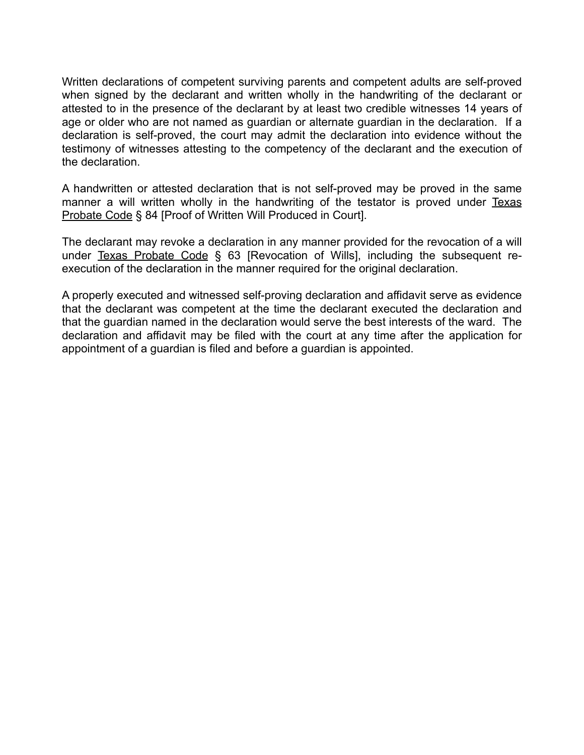Written declarations of competent surviving parents and competent adults are self-proved when signed by the declarant and written wholly in the handwriting of the declarant or attested to in the presence of the declarant by at least two credible witnesses 14 years of age or older who are not named as guardian or alternate guardian in the declaration. If a declaration is self-proved, the court may admit the declaration into evidence without the testimony of witnesses attesting to the competency of the declarant and the execution of the declaration.

A handwritten or attested declaration that is not self-proved may be proved in the same manner a will written wholly in the handwriting of the testator is proved under Texas Probate Code § 84 [Proof of Written Will Produced in Court].

The declarant may revoke a declaration in any manner provided for the revocation of a will under Texas Probate Code § 63 [Revocation of Wills], including the subsequent re-execution of the declaration in the manner required for the original declaration.

A properly executed and witnessed self-proving declaration and affidavit serve as evidence that the declarant was competent at the time the declarant executed the declaration and that the guardian named in the declaration would serve the best interests of the ward. The declaration and affidavit may be filed with the court at any time after the application for appointment of a guardian is filed and before a guardian is appointed.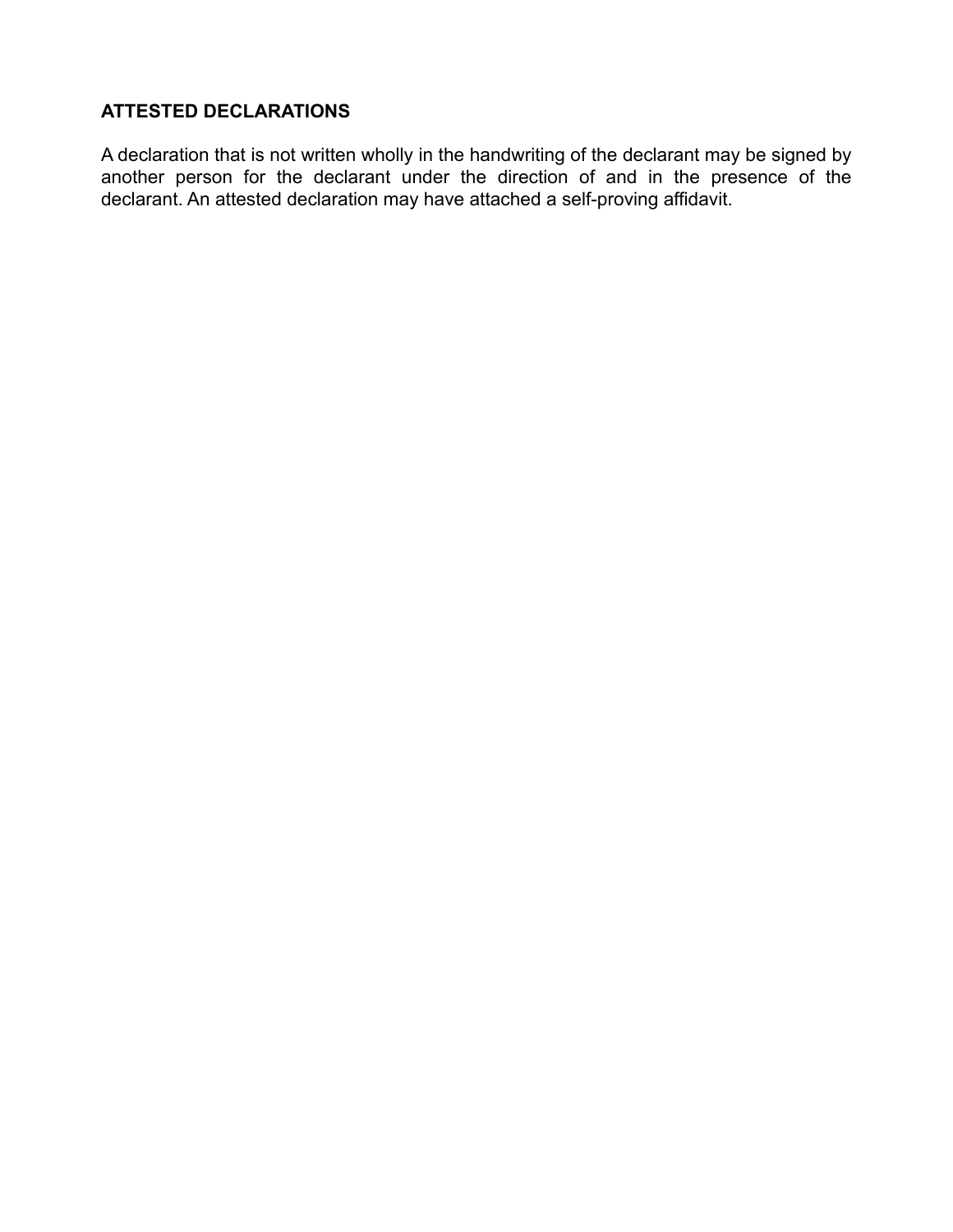## ATTESTED DECLARATIONS

A declaration that is not written wholly in the handwriting of the declarant may be signed by another person for the declarant under the direction of and in the presence of the declarant. An attested declaration may have attached a self-proving affidavit.